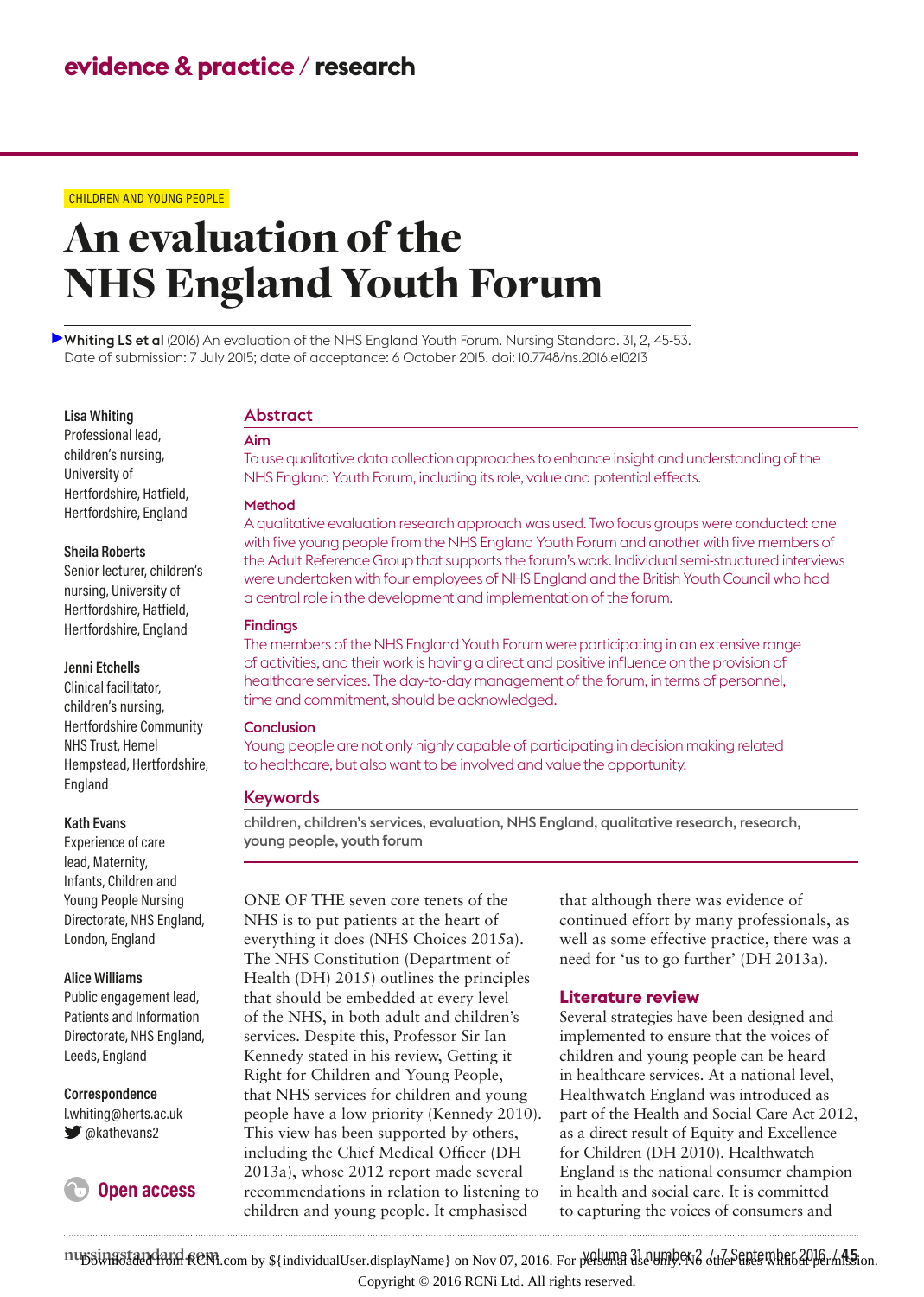evidence & practice / research

CHILDREN AND YOUNG PEOPLE

# An evaluation of the NHS England Youth Forum

**Whiting LS et al** (2016) An evaluation of the NHS England Youth Forum. Nursing Standard. 31, 2, 45-53. Date of submission: 7 July 2015; date of acceptance: 6 October 2015. doi: 10.7748/ns.2016.e10213

**Lisa Whiting**
Professional lead, children's nursing, University of Hertfordshire, Hatfield, Hertfordshire, England

**Sheila Roberts**
Senior lecturer, children's nursing, University of Hertfordshire, Hatfield, Hertfordshire, England

**Jenni Etchells**
Clinical facilitator, children's nursing, Hertfordshire Community NHS Trust, Hemel Hempstead, Hertfordshire, England

**Kath Evans**
Experience of care lead, Maternity, Infants, Children and Young People Nursing Directorate, NHS England, London, England

**Alice Williams**
Public engagement lead, Patients and Information Directorate, NHS England, Leeds, England

**Correspondence**
l.whiting@herts.ac.uk
@kathevans2

Open access

## Abstract

### Aim

To use qualitative data collection approaches to enhance insight and understanding of the NHS England Youth Forum, including its role, value and potential effects.

### Method

A qualitative evaluation research approach was used. Two focus groups were conducted: one with five young people from the NHS England Youth Forum and another with five members of the Adult Reference Group that supports the forum's work. Individual semi-structured interviews were undertaken with four employees of NHS England and the British Youth Council who had a central role in the development and implementation of the forum.

### Findings

The members of the NHS England Youth Forum were participating in an extensive range of activities, and their work is having a direct and positive influence on the provision of healthcare services. The day-to-day management of the forum, in terms of personnel, time and commitment, should be acknowledged.

### Conclusion

Young people are not only highly capable of participating in decision making related to healthcare, but also want to be involved and value the opportunity.

## Keywords

**children, children's services, evaluation, NHS England, qualitative research, research, young people, youth forum**

ONE OF THE seven core tenets of the NHS is to put patients at the heart of everything it does (NHS Choices 2015a). The NHS Constitution (Department of Health (DH) 2015) outlines the principles that should be embedded at every level of the NHS, in both adult and children's services. Despite this, Professor Sir Ian Kennedy stated in his review, Getting it Right for Children and Young People, that NHS services for children and young people have a low priority (Kennedy 2010). This view has been supported by others, including the Chief Medical Officer (DH 2013a), whose 2012 report made several recommendations in relation to listening to children and young people. It emphasised that although there was evidence of continued effort by many professionals, as well as some effective practice, there was a need for 'us to go further' (DH 2013a).

## Literature review

Several strategies have been designed and implemented to ensure that the voices of children and young people can be heard in healthcare services. At a national level, Healthwatch England was introduced as part of the Health and Social Care Act 2012, as a direct result of Equity and Excellence for Children (DH 2010). Healthwatch England is the national consumer champion in health and social care. It is committed to capturing the voices of consumers and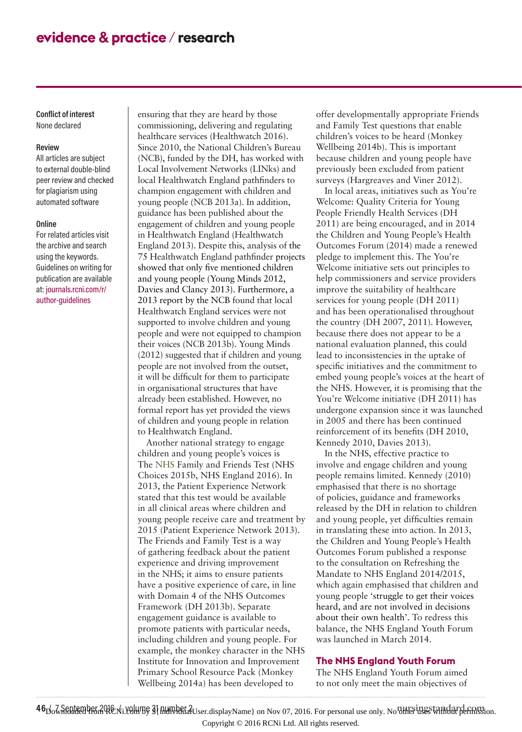**Conflict of interest**
None declared

**Review**
All articles are subject to external double-blind peer review and checked for plagiarism using automated software

**Online**
For related articles visit the archive and search using the keywords. Guidelines on writing for publication are available at: journals.rcni.com/r/author-guidelines

ensuring that they are heard by those commissioning, delivering and regulating healthcare services (Healthwatch 2016). Since 2010, the National Children's Bureau (NCB), funded by the DH, has worked with Local Involvement Networks (LINks) and local Healthwatch England pathfinders to champion engagement with children and young people (NCB 2013a). In addition, guidance has been published about the engagement of children and young people in Healthwatch England (Healthwatch England 2013). Despite this, analysis of the 75 Healthwatch England pathfinder projects showed that only five mentioned children and young people (Young Minds 2012, Davies and Clancy 2013). Furthermore, a 2013 report by the NCB found that local Healthwatch England services were not supported to involve children and young people and were not equipped to champion their voices (NCB 2013b). Young Minds (2012) suggested that if children and young people are not involved from the outset, it will be difficult for them to participate in organisational structures that have already been established. However, no formal report has yet provided the views of children and young people in relation to Healthwatch England.

Another national strategy to engage children and young people's voices is The NHS Family and Friends Test (NHS Choices 2015b, NHS England 2016). In 2013, the Patient Experience Network stated that this test would be available in all clinical areas where children and young people receive care and treatment by 2015 (Patient Experience Network 2013). The Friends and Family Test is a way of gathering feedback about the patient experience and driving improvement in the NHS; it aims to ensure patients have a positive experience of care, in line with Domain 4 of the NHS Outcomes Framework (DH 2013b). Separate engagement guidance is available to promote patients with particular needs, including children and young people. For example, the monkey character in the NHS Institute for Innovation and Improvement Primary School Resource Pack (Monkey Wellbeing 2014a) has been developed to offer developmentally appropriate Friends and Family Test questions that enable children's voices to be heard (Monkey Wellbeing 2014b). This is important because children and young people have previously been excluded from patient surveys (Hargreaves and Viner 2012).

In local areas, initiatives such as You're Welcome: Quality Criteria for Young People Friendly Health Services (DH 2011) are being encouraged, and in 2014 the Children and Young People's Health Outcomes Forum (2014) made a renewed pledge to implement this. The You're Welcome initiative sets out principles to help commissioners and service providers improve the suitability of healthcare services for young people (DH 2011) and has been operationalised throughout the country (DH 2007, 2011). However, because there does not appear to be a national evaluation planned, this could lead to inconsistencies in the uptake of specific initiatives and the commitment to embed young people's voices at the heart of the NHS. However, it is promising that the You're Welcome initiative (DH 2011) has undergone expansion since it was launched in 2005 and there has been continued reinforcement of its benefits (DH 2010, Kennedy 2010, Davies 2013).

In the NHS, effective practice to involve and engage children and young people remains limited. Kennedy (2010) emphasised that there is no shortage of policies, guidance and frameworks released by the DH in relation to children and young people, yet difficulties remain in translating these into action. In 2013, the Children and Young People's Health Outcomes Forum published a response to the consultation on Refreshing the Mandate to NHS England 2014/2015, which again emphasised that children and young people 'struggle to get their voices heard, and are not involved in decisions about their own health'. To redress this balance, the NHS England Youth Forum was launched in March 2014.

## The NHS England Youth Forum

The NHS England Youth Forum aimed to not only meet the main objectives of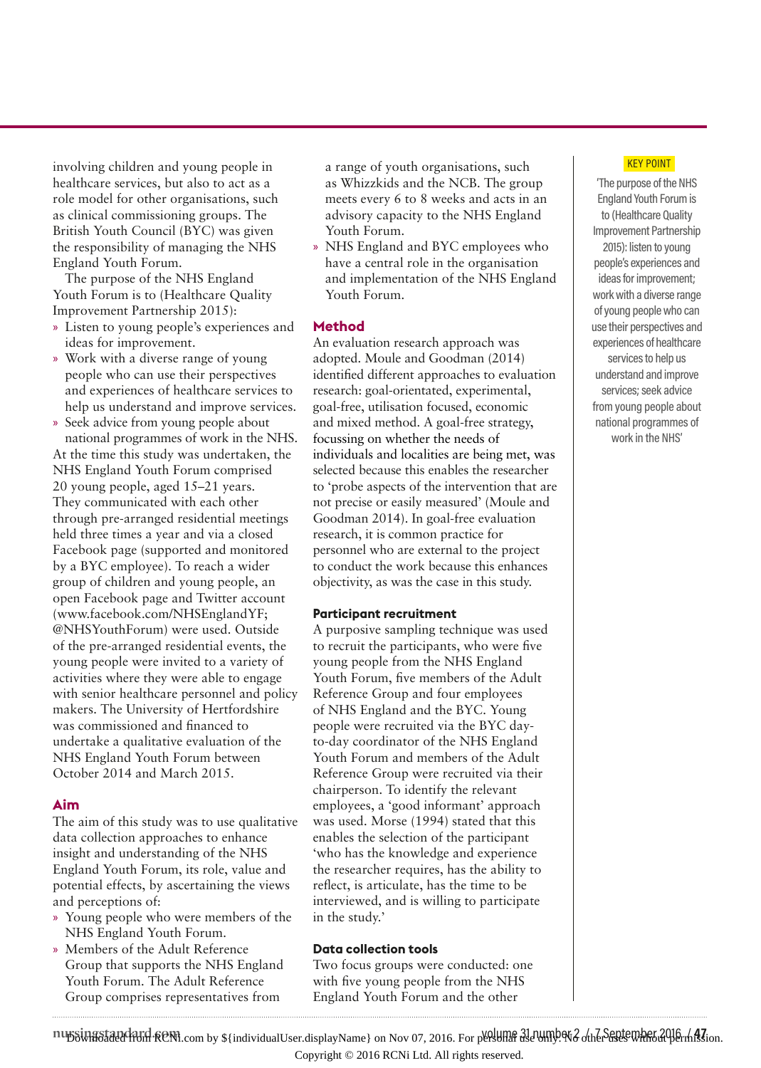involving children and young people in healthcare services, but also to act as a role model for other organisations, such as clinical commissioning groups. The British Youth Council (BYC) was given the responsibility of managing the NHS England Youth Forum.

The purpose of the NHS England Youth Forum is to (Healthcare Quality Improvement Partnership 2015):

- Listen to young people's experiences and ideas for improvement.
- Work with a diverse range of young people who can use their perspectives and experiences of healthcare services to help us understand and improve services.
- Seek advice from young people about national programmes of work in the NHS.

At the time this study was undertaken, the NHS England Youth Forum comprised 20 young people, aged 15–21 years. They communicated with each other through pre-arranged residential meetings held three times a year and via a closed Facebook page (supported and monitored by a BYC employee). To reach a wider group of children and young people, an open Facebook page and Twitter account (www.facebook.com/NHSEnglandYF; @NHSYouthForum) were used. Outside of the pre-arranged residential events, the young people were invited to a variety of activities where they were able to engage with senior healthcare personnel and policy makers. The University of Hertfordshire was commissioned and financed to undertake a qualitative evaluation of the NHS England Youth Forum between October 2014 and March 2015.

## Aim

The aim of this study was to use qualitative data collection approaches to enhance insight and understanding of the NHS England Youth Forum, its role, value and potential effects, by ascertaining the views and perceptions of:

- Young people who were members of the NHS England Youth Forum.
- Members of the Adult Reference Group that supports the NHS England Youth Forum. The Adult Reference Group comprises representatives from a range of youth organisations, such as Whizzkids and the NCB. The group meets every 6 to 8 weeks and acts in an advisory capacity to the NHS England Youth Forum.
- NHS England and BYC employees who have a central role in the organisation and implementation of the NHS England Youth Forum.

## Method

An evaluation research approach was adopted. Moule and Goodman (2014) identified different approaches to evaluation research: goal-orientated, experimental, goal-free, utilisation focused, economic and mixed method. A goal-free strategy, focussing on whether the needs of individuals and localities are being met, was selected because this enables the researcher to 'probe aspects of the intervention that are not precise or easily measured' (Moule and Goodman 2014). In goal-free evaluation research, it is common practice for personnel who are external to the project to conduct the work because this enhances objectivity, as was the case in this study.

### Participant recruitment

A purposive sampling technique was used to recruit the participants, who were five young people from the NHS England Youth Forum, five members of the Adult Reference Group and four employees of NHS England and the BYC. Young people were recruited via the BYC day-to-day coordinator of the NHS England Youth Forum and members of the Adult Reference Group were recruited via their chairperson. To identify the relevant employees, a 'good informant' approach was used. Morse (1994) stated that this enables the selection of the participant 'who has the knowledge and experience the researcher requires, has the ability to reflect, is articulate, has the time to be interviewed, and is willing to participate in the study.'

### Data collection tools

Two focus groups were conducted: one with five young people from the NHS England Youth Forum and the other

**KEY POINT**

'The purpose of the NHS England Youth Forum is to (Healthcare Quality Improvement Partnership 2015): listen to young people's experiences and ideas for improvement; work with a diverse range of young people who can use their perspectives and experiences of healthcare services to help us understand and improve services; seek advice from young people about national programmes of work in the NHS'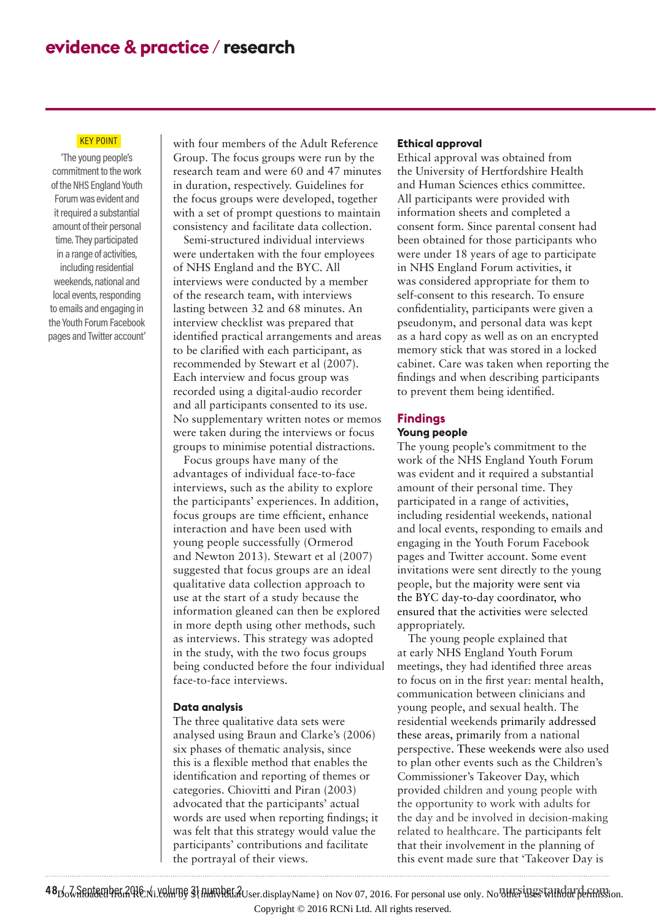KEY POINT

'The young people's commitment to the work of the NHS England Youth Forum was evident and it required a substantial amount of their personal time. They participated in a range of activities, including residential weekends, national and local events, responding to emails and engaging in the Youth Forum Facebook pages and Twitter account'

with four members of the Adult Reference Group. The focus groups were run by the research team and were 60 and 47 minutes in duration, respectively. Guidelines for the focus groups were developed, together with a set of prompt questions to maintain consistency and facilitate data collection.

Semi-structured individual interviews were undertaken with the four employees of NHS England and the BYC. All interviews were conducted by a member of the research team, with interviews lasting between 32 and 68 minutes. An interview checklist was prepared that identified practical arrangements and areas to be clarified with each participant, as recommended by Stewart et al (2007). Each interview and focus group was recorded using a digital-audio recorder and all participants consented to its use. No supplementary written notes or memos were taken during the interviews or focus groups to minimise potential distractions.

Focus groups have many of the advantages of individual face-to-face interviews, such as the ability to explore the participants' experiences. In addition, focus groups are time efficient, enhance interaction and have been used with young people successfully (Ormerod and Newton 2013). Stewart et al (2007) suggested that focus groups are an ideal qualitative data collection approach to use at the start of a study because the information gleaned can then be explored in more depth using other methods, such as interviews. This strategy was adopted in the study, with the two focus groups being conducted before the four individual face-to-face interviews.

### Data analysis

The three qualitative data sets were analysed using Braun and Clarke's (2006) six phases of thematic analysis, since this is a flexible method that enables the identification and reporting of themes or categories. Chiovitti and Piran (2003) advocated that the participants' actual words are used when reporting findings; it was felt that this strategy would value the participants' contributions and facilitate the portrayal of their views.

### Ethical approval

Ethical approval was obtained from the University of Hertfordshire Health and Human Sciences ethics committee. All participants were provided with information sheets and completed a consent form. Since parental consent had been obtained for those participants who were under 18 years of age to participate in NHS England Forum activities, it was considered appropriate for them to self-consent to this research. To ensure confidentiality, participants were given a pseudonym, and personal data was kept as a hard copy as well as on an encrypted memory stick that was stored in a locked cabinet. Care was taken when reporting the findings and when describing participants to prevent them being identified.

## Findings

### Young people

The young people's commitment to the work of the NHS England Youth Forum was evident and it required a substantial amount of their personal time. They participated in a range of activities, including residential weekends, national and local events, responding to emails and engaging in the Youth Forum Facebook pages and Twitter account. Some event invitations were sent directly to the young people, but the majority were sent via the BYC day-to-day coordinator, who ensured that the activities were selected appropriately.

The young people explained that at early NHS England Youth Forum meetings, they had identified three areas to focus on in the first year: mental health, communication between clinicians and young people, and sexual health. The residential weekends primarily addressed these areas, primarily from a national perspective. These weekends were also used to plan other events such as the Children's Commissioner's Takeover Day, which provided children and young people with the opportunity to work with adults for the day and be involved in decision-making related to healthcare. The participants felt that their involvement in the planning of this event made sure that 'Takeover Day is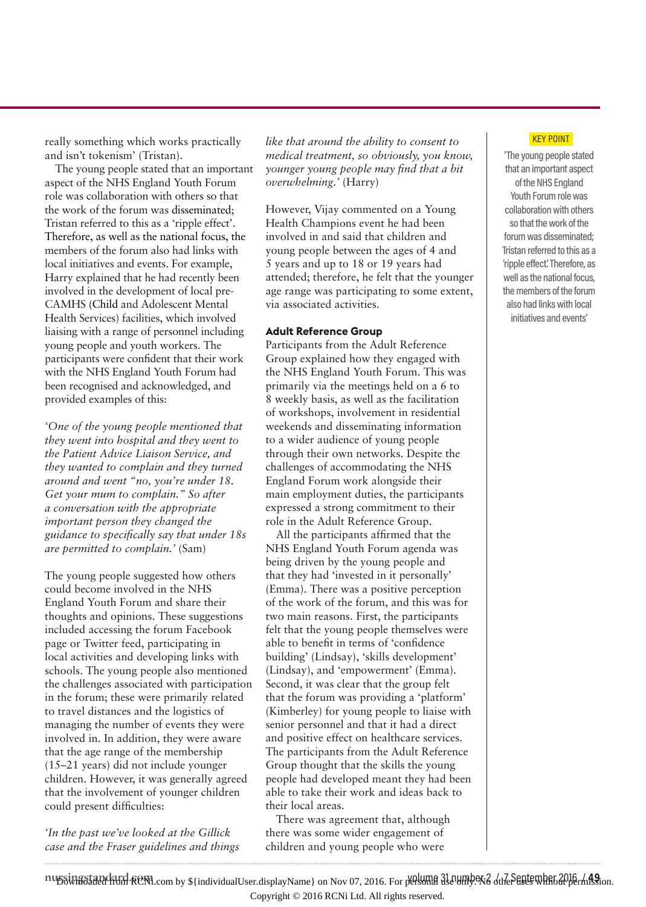really something which works practically and isn't tokenism' (Tristan).

The young people stated that an important aspect of the NHS England Youth Forum role was collaboration with others so that the work of the forum was disseminated; Tristan referred to this as a 'ripple effect'. Therefore, as well as the national focus, the members of the forum also had links with local initiatives and events. For example, Harry explained that he had recently been involved in the development of local pre-CAMHS (Child and Adolescent Mental Health Services) facilities, which involved liaising with a range of personnel including young people and youth workers. The participants were confident that their work with the NHS England Youth Forum had been recognised and acknowledged, and provided examples of this:

*'One of the young people mentioned that they went into hospital and they went to the Patient Advice Liaison Service, and they wanted to complain and they turned around and went "no, you're under 18. Get your mum to complain." So after a conversation with the appropriate important person they changed the guidance to specifically say that under 18s are permitted to complain.'* (Sam)

The young people suggested how others could become involved in the NHS England Youth Forum and share their thoughts and opinions. These suggestions included accessing the forum Facebook page or Twitter feed, participating in local activities and developing links with schools. The young people also mentioned the challenges associated with participation in the forum; these were primarily related to travel distances and the logistics of managing the number of events they were involved in. In addition, they were aware that the age range of the membership (15–21 years) did not include younger children. However, it was generally agreed that the involvement of younger children could present difficulties:

*'In the past we've looked at the Gillick case and the Fraser guidelines and things like that around the ability to consent to medical treatment, so obviously, you know, younger young people may find that a bit overwhelming.'* (Harry)

However, Vijay commented on a Young Health Champions event he had been involved in and said that children and young people between the ages of 4 and 5 years and up to 18 or 19 years had attended; therefore, he felt that the younger age range was participating to some extent, via associated activities.

### Adult Reference Group

Participants from the Adult Reference Group explained how they engaged with the NHS England Youth Forum. This was primarily via the meetings held on a 6 to 8 weekly basis, as well as the facilitation of workshops, involvement in residential weekends and disseminating information to a wider audience of young people through their own networks. Despite the challenges of accommodating the NHS England Forum work alongside their main employment duties, the participants expressed a strong commitment to their role in the Adult Reference Group.

All the participants affirmed that the NHS England Youth Forum agenda was being driven by the young people and that they had 'invested in it personally' (Emma). There was a positive perception of the work of the forum, and this was for two main reasons. First, the participants felt that the young people themselves were able to benefit in terms of 'confidence building' (Lindsay), 'skills development' (Lindsay), and 'empowerment' (Emma). Second, it was clear that the group felt that the forum was providing a 'platform' (Kimberley) for young people to liaise with senior personnel and that it had a direct and positive effect on healthcare services. The participants from the Adult Reference Group thought that the skills the young people had developed meant they had been able to take their work and ideas back to their local areas.

There was agreement that, although there was some wider engagement of children and young people who were

**KEY POINT**

'The young people stated that an important aspect of the NHS England Youth Forum role was collaboration with others so that the work of the forum was disseminated; Tristan referred to this as a 'ripple effect.' Therefore, as well as the national focus, the members of the forum also had links with local initiatives and events'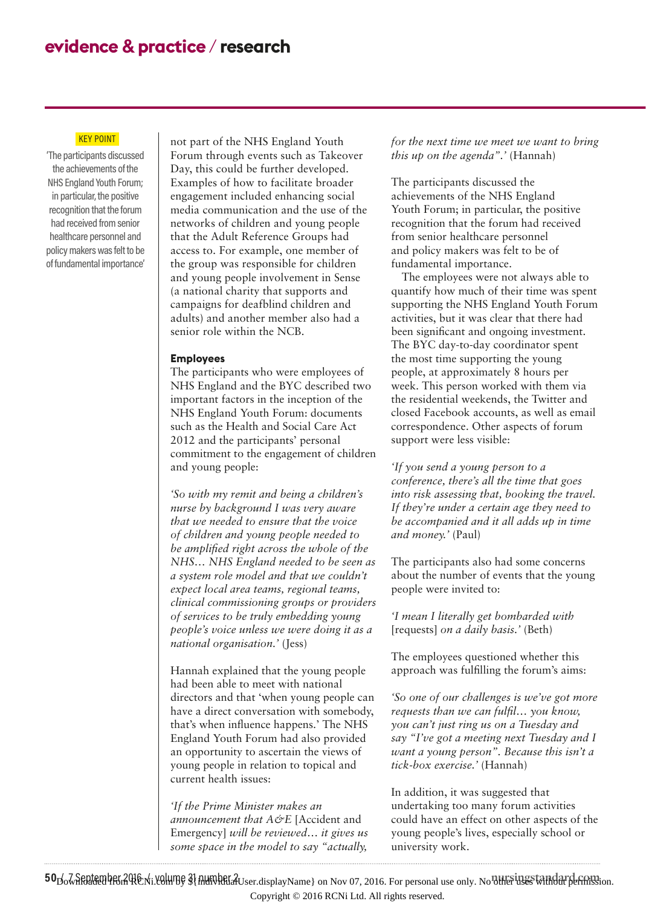KEY POINT

'The participants discussed the achievements of the NHS England Youth Forum; in particular, the positive recognition that the forum had received from senior healthcare personnel and policy makers was felt to be of fundamental importance'

not part of the NHS England Youth Forum through events such as Takeover Day, this could be further developed. Examples of how to facilitate broader engagement included enhancing social media communication and the use of the networks of children and young people that the Adult Reference Groups had access to. For example, one member of the group was responsible for children and young people involvement in Sense (a national charity that supports and campaigns for deafblind children and adults) and another member also had a senior role within the NCB.

### Employees

The participants who were employees of NHS England and the BYC described two important factors in the inception of the NHS England Youth Forum: documents such as the Health and Social Care Act 2012 and the participants' personal commitment to the engagement of children and young people:

*'So with my remit and being a children's nurse by background I was very aware that we needed to ensure that the voice of children and young people needed to be amplified right across the whole of the NHS… NHS England needed to be seen as a system role model and that we couldn't expect local area teams, regional teams, clinical commissioning groups or providers of services to be truly embedding young people's voice unless we were doing it as a national organisation.'* (Jess)

Hannah explained that the young people had been able to meet with national directors and that 'when young people can have a direct conversation with somebody, that's when influence happens.' The NHS England Youth Forum had also provided an opportunity to ascertain the views of young people in relation to topical and current health issues:

*'If the Prime Minister makes an announcement that A&E* [Accident and Emergency] *will be reviewed… it gives us some space in the model to say "actually, for the next time we meet we want to bring this up on the agenda".'* (Hannah)

The participants discussed the achievements of the NHS England Youth Forum; in particular, the positive recognition that the forum had received from senior healthcare personnel and policy makers was felt to be of fundamental importance.

The employees were not always able to quantify how much of their time was spent supporting the NHS England Youth Forum activities, but it was clear that there had been significant and ongoing investment. The BYC day-to-day coordinator spent the most time supporting the young people, at approximately 8 hours per week. This person worked with them via the residential weekends, the Twitter and closed Facebook accounts, as well as email correspondence. Other aspects of forum support were less visible:

*'If you send a young person to a conference, there's all the time that goes into risk assessing that, booking the travel. If they're under a certain age they need to be accompanied and it all adds up in time and money.'* (Paul)

The participants also had some concerns about the number of events that the young people were invited to:

*'I mean I literally get bombarded with* [requests] *on a daily basis.'* (Beth)

The employees questioned whether this approach was fulfilling the forum's aims:

*'So one of our challenges is we've got more requests than we can fulfil… you know, you can't just ring us on a Tuesday and say "I've got a meeting next Tuesday and I want a young person". Because this isn't a tick-box exercise.'* (Hannah)

In addition, it was suggested that undertaking too many forum activities could have an effect on other aspects of the young people's lives, especially school or university work.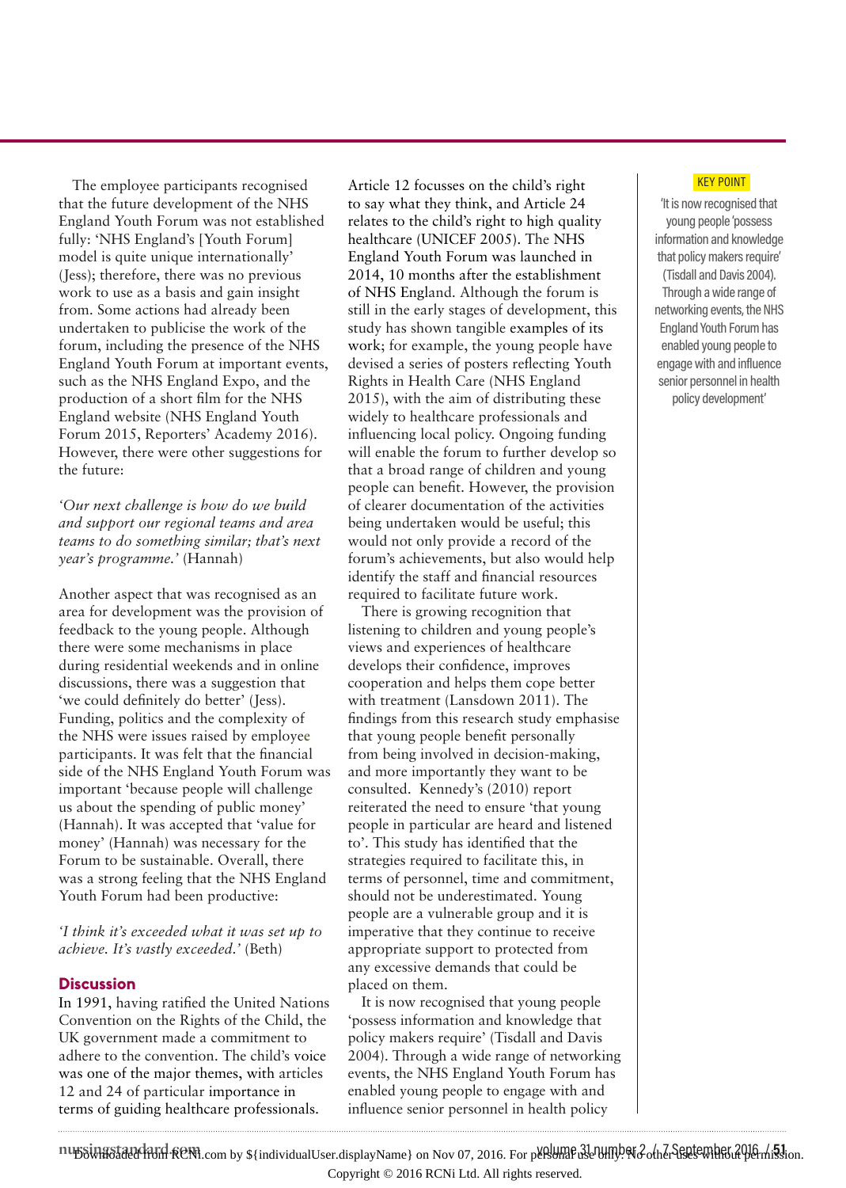The employee participants recognised that the future development of the NHS England Youth Forum was not established fully: 'NHS England's [Youth Forum] model is quite unique internationally' (Jess); therefore, there was no previous work to use as a basis and gain insight from. Some actions had already been undertaken to publicise the work of the forum, including the presence of the NHS England Youth Forum at important events, such as the NHS England Expo, and the production of a short film for the NHS England website (NHS England Youth Forum 2015, Reporters' Academy 2016). However, there were other suggestions for the future:

*'Our next challenge is how do we build and support our regional teams and area teams to do something similar; that's next year's programme.'* (Hannah)

Another aspect that was recognised as an area for development was the provision of feedback to the young people. Although there were some mechanisms in place during residential weekends and in online discussions, there was a suggestion that 'we could definitely do better' (Jess). Funding, politics and the complexity of the NHS were issues raised by employee participants. It was felt that the financial side of the NHS England Youth Forum was important 'because people will challenge us about the spending of public money' (Hannah). It was accepted that 'value for money' (Hannah) was necessary for the Forum to be sustainable. Overall, there was a strong feeling that the NHS England Youth Forum had been productive:

*'I think it's exceeded what it was set up to achieve. It's vastly exceeded.'* (Beth)

## Discussion

In 1991, having ratified the United Nations Convention on the Rights of the Child, the UK government made a commitment to adhere to the convention. The child's voice was one of the major themes, with articles 12 and 24 of particular importance in terms of guiding healthcare professionals. Article 12 focusses on the child's right to say what they think, and Article 24 relates to the child's right to high quality healthcare (UNICEF 2005). The NHS England Youth Forum was launched in 2014, 10 months after the establishment of NHS England. Although the forum is still in the early stages of development, this study has shown tangible examples of its work; for example, the young people have devised a series of posters reflecting Youth Rights in Health Care (NHS England 2015), with the aim of distributing these widely to healthcare professionals and influencing local policy. Ongoing funding will enable the forum to further develop so that a broad range of children and young people can benefit. However, the provision of clearer documentation of the activities being undertaken would be useful; this would not only provide a record of the forum's achievements, but also would help identify the staff and financial resources required to facilitate future work.

There is growing recognition that listening to children and young people's views and experiences of healthcare develops their confidence, improves cooperation and helps them cope better with treatment (Lansdown 2011). The findings from this research study emphasise that young people benefit personally from being involved in decision-making, and more importantly they want to be consulted. Kennedy's (2010) report reiterated the need to ensure 'that young people in particular are heard and listened to'. This study has identified that the strategies required to facilitate this, in terms of personnel, time and commitment, should not be underestimated. Young people are a vulnerable group and it is imperative that they continue to receive appropriate support to protected from any excessive demands that could be placed on them.

It is now recognised that young people 'possess information and knowledge that policy makers require' (Tisdall and Davis 2004). Through a wide range of networking events, the NHS England Youth Forum has enabled young people to engage with and influence senior personnel in health policy

**KEY POINT**

'It is now recognised that young people 'possess information and knowledge that policy makers require' (Tisdall and Davis 2004). Through a wide range of networking events, the NHS England Youth Forum has enabled young people to engage with and influence senior personnel in health policy development'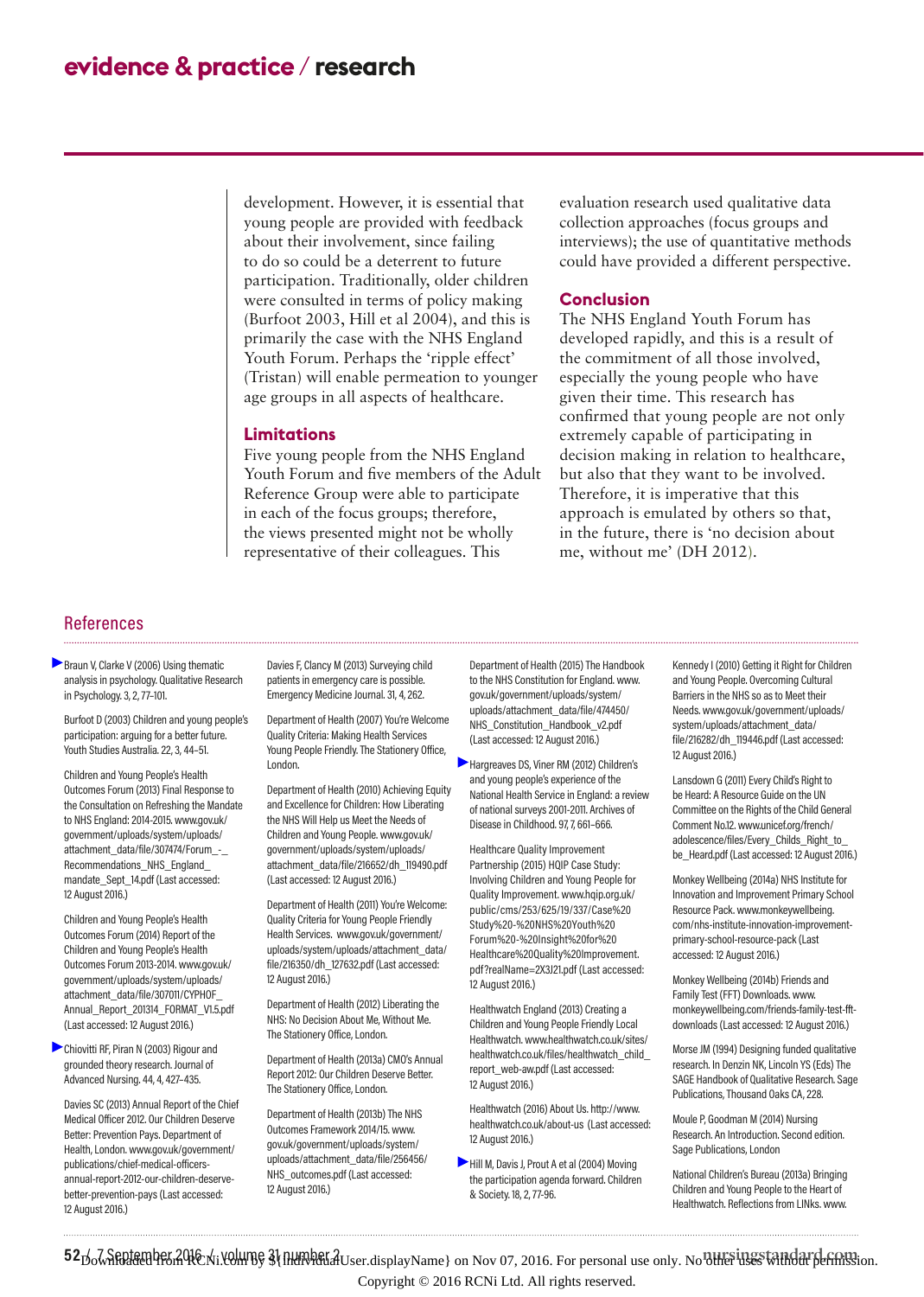development. However, it is essential that young people are provided with feedback about their involvement, since failing to do so could be a deterrent to future participation. Traditionally, older children were consulted in terms of policy making (Burfoot 2003, Hill et al 2004), and this is primarily the case with the NHS England Youth Forum. Perhaps the 'ripple effect' (Tristan) will enable permeation to younger age groups in all aspects of healthcare.

### Limitations

Five young people from the NHS England Youth Forum and five members of the Adult Reference Group were able to participate in each of the focus groups; therefore, the views presented might not be wholly representative of their colleagues. This evaluation research used qualitative data collection approaches (focus groups and interviews); the use of quantitative methods could have provided a different perspective.

### Conclusion

The NHS England Youth Forum has developed rapidly, and this is a result of the commitment of all those involved, especially the young people who have given their time. This research has confirmed that young people are not only extremely capable of participating in decision making in relation to healthcare, but also that they want to be involved. Therefore, it is imperative that this approach is emulated by others so that, in the future, there is 'no decision about me, without me' (DH 2012).

## References

Braun V, Clarke V (2006) Using thematic analysis in psychology. Qualitative Research in Psychology. 3, 2, 77-101.

Burfoot D (2003) Children and young people's participation: arguing for a better future. Youth Studies Australia. 22, 3, 44-51.

Children and Young People's Health Outcomes Forum (2013) Final Response to the Consultation on Refreshing the Mandate to NHS England: 2014-2015. www.gov.uk/government/uploads/system/uploads/attachment_data/file/307474/Forum_-_Recommendations_NHS_England_mandate_Sept_14.pdf (Last accessed: 12 August 2016.)

Children and Young People's Health Outcomes Forum (2014) Report of the Children and Young People's Health Outcomes Forum 2013-2014. www.gov.uk/government/uploads/system/uploads/attachment_data/file/307011/CYPHOF_Annual_Report_201314_FORMAT_V1.5.pdf (Last accessed: 12 August 2016.)

Chiovitti RF, Piran N (2003) Rigour and grounded theory research. Journal of Advanced Nursing. 44, 4, 427-435.

Davies SC (2013) Annual Report of the Chief Medical Officer 2012. Our Children Deserve Better: Prevention Pays. Department of Health, London. www.gov.uk/government/publications/chief-medical-officers-annual-report-2012-our-children-deserve-better-prevention-pays (Last accessed: 12 August 2016.)

Davies F, Clancy M (2013) Surveying child patients in emergency care is possible. Emergency Medicine Journal. 31, 4, 262.

Department of Health (2007) You're Welcome Quality Criteria: Making Health Services Young People Friendly. The Stationery Office, London.

Department of Health (2010) Achieving Equity and Excellence for Children: How Liberating the NHS Will Help us Meet the Needs of Children and Young People. www.gov.uk/government/uploads/system/uploads/attachment_data/file/216652/dh_119490.pdf (Last accessed: 12 August 2016.)

Department of Health (2011) You're Welcome: Quality Criteria for Young People Friendly Health Services. www.gov.uk/government/uploads/system/uploads/attachment_data/file/216350/dh_127632.pdf (Last accessed: 12 August 2016.)

Department of Health (2012) Liberating the NHS: No Decision About Me, Without Me. The Stationery Office, London.

Department of Health (2013a) CMO's Annual Report 2012: Our Children Deserve Better. The Stationery Office, London.

Department of Health (2013b) The NHS Outcomes Framework 2014/15. www.gov.uk/government/uploads/system/uploads/attachment_data/file/256456/NHS_outcomes.pdf (Last accessed: 12 August 2016.)

Department of Health (2015) The Handbook to the NHS Constitution for England. www.gov.uk/government/uploads/system/uploads/attachment_data/file/474450/NHS_Constitution_Handbook_v2.pdf (Last accessed: 12 August 2016.)

Hargreaves DS, Viner RM (2012) Children's and young people's experience of the National Health Service in England: a review of national surveys 2001-2011. Archives of Disease in Childhood. 97, 7, 661-666.

Healthcare Quality Improvement Partnership (2015) HQIP Case Study: Involving Children and Young People for Quality Improvement. www.hqip.org.uk/public/cms/253/625/19/337/Case%20Study%20-%20NHS%20Youth%20Forum%20-%20Insight%20for%20Healthcare%20Quality%20Improvement.pdf?realName=2X3J21.pdf (Last accessed: 12 August 2016.)

Healthwatch England (2013) Creating a Children and Young People Friendly Local Healthwatch. www.healthwatch.co.uk/sites/healthwatch.co.uk/files/healthwatch_child_report_web-aw.pdf (Last accessed: 12 August 2016.)

Healthwatch (2016) About Us. http://www.healthwatch.co.uk/about-us (Last accessed: 12 August 2016.)

Hill M, Davis J, Prout A et al (2004) Moving the participation agenda forward. Children & Society. 18, 2, 77-96.

Kennedy I (2010) Getting it Right for Children and Young People. Overcoming Cultural Barriers in the NHS so as to Meet their Needs. www.gov.uk/government/uploads/system/uploads/attachment_data/file/216282/dh_119446.pdf (Last accessed: 12 August 2016.)

Lansdown G (2011) Every Child's Right to be Heard: A Resource Guide on the UN Committee on the Rights of the Child General Comment No.12. www.unicef.org/french/adolescence/files/Every_Childs_Right_to_be_Heard.pdf (Last accessed: 12 August 2016.)

Monkey Wellbeing (2014a) NHS Institute for Innovation and Improvement Primary School Resource Pack. www.monkeywellbeing.com/nhs-institute-innovation-improvement-primary-school-resource-pack (Last accessed: 12 August 2016.)

Monkey Wellbeing (2014b) Friends and Family Test (FFT) Downloads. www.monkeywellbeing.com/friends-family-test-fft-downloads (Last accessed: 12 August 2016.)

Morse JM (1994) Designing funded qualitative research. In Denzin NK, Lincoln YS (Eds) The SAGE Handbook of Qualitative Research. Sage Publications, Thousand Oaks CA, 228.

Moule P, Goodman M (2014) Nursing Research. An Introduction. Second edition. Sage Publications, London

National Children's Bureau (2013a) Bringing Children and Young People to the Heart of Healthwatch. Reflections from LINks. www.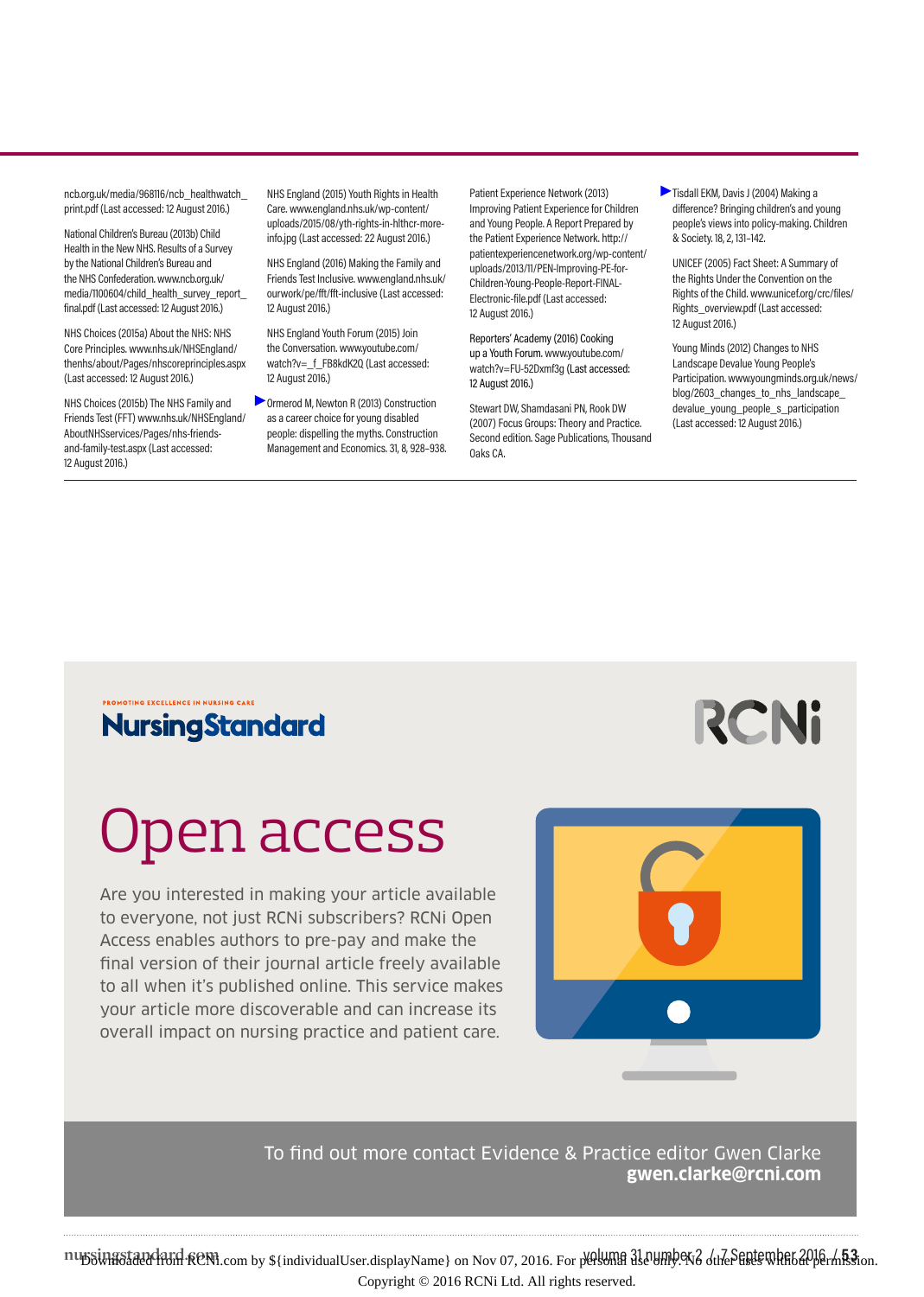ncb.org.uk/media/968116/ncb_healthwatch_print.pdf (Last accessed: 12 August 2016.)

National Children's Bureau (2013b) Child Health in the New NHS. Results of a Survey by the National Children's Bureau and the NHS Confederation. www.ncb.org.uk/media/1100604/child_health_survey_report_final.pdf (Last accessed: 12 August 2016.)

NHS Choices (2015a) About the NHS: NHS Core Principles. www.nhs.uk/NHSEngland/thenhs/about/Pages/nhscoreprinciples.aspx (Last accessed: 12 August 2016.)

NHS Choices (2015b) The NHS Family and Friends Test (FFT) www.nhs.uk/NHSEngland/AboutNHSservices/Pages/nhs-friends-and-family-test.aspx (Last accessed: 12 August 2016.)

NHS England (2015) Youth Rights in Health Care. www.england.nhs.uk/wp-content/uploads/2015/08/yth-rights-in-hlthcr-more-info.jpg (Last accessed: 22 August 2016.)

NHS England (2016) Making the Family and Friends Test Inclusive. www.england.nhs.uk/ourwork/pe/fft/fft-inclusive (Last accessed: 12 August 2016.)

NHS England Youth Forum (2015) Join the Conversation. www.youtube.com/watch?v=_f_FB8kdK2Q (Last accessed: 12 August 2016.)

Ormerod M, Newton R (2013) Construction as a career choice for young disabled people: dispelling the myths. Construction Management and Economics. 31, 8, 928-938.

Patient Experience Network (2013) Improving Patient Experience for Children and Young People. A Report Prepared by the Patient Experience Network. http://patientexperiencenetwork.org/wp-content/uploads/2013/11/PEN-Improving-PE-for-Children-Young-People-Report-FINAL-Electronic-file.pdf (Last accessed: 12 August 2016.)

Reporters' Academy (2016) Cooking up a Youth Forum. www.youtube.com/watch?v=FU-52Dxmf3g (Last accessed: 12 August 2016.)

Stewart DW, Shamdasani PN, Rook DW (2007) Focus Groups: Theory and Practice. Second edition. Sage Publications, Thousand Oaks CA.

Tisdall EKM, Davis J (2004) Making a difference? Bringing children's and young people's views into policy-making. Children & Society. 18, 2, 131-142.

UNICEF (2005) Fact Sheet: A Summary of the Rights Under the Convention on the Rights of the Child. www.unicef.org/crc/files/Rights_overview.pdf (Last accessed: 12 August 2016.)

Young Minds (2012) Changes to NHS Landscape Devalue Young People's Participation. www.youngminds.org.uk/news/blog/2603_changes_to_nhs_landscape_devalue_young_people_s_participation (Last accessed: 12 August 2016.)

PROMOTING EXCELLENCE IN NURSING CARE

**NursingStandard**

**RCNi**

# Open access

Are you interested in making your article available to everyone, not just RCNi subscribers? RCNi Open Access enables authors to pre-pay and make the final version of their journal article freely available to all when it's published online. This service makes your article more discoverable and can increase its overall impact on nursing practice and patient care.

To find out more contact Evidence & Practice editor Gwen Clarke
**gwen.clarke@rcni.com**

Downloaded from RCNi.com by ${individualUser.displayName} on Nov 07, 2016. For personal use only. No other uses without permission.
Copyright © 2016 RCNi Ltd. All rights reserved.